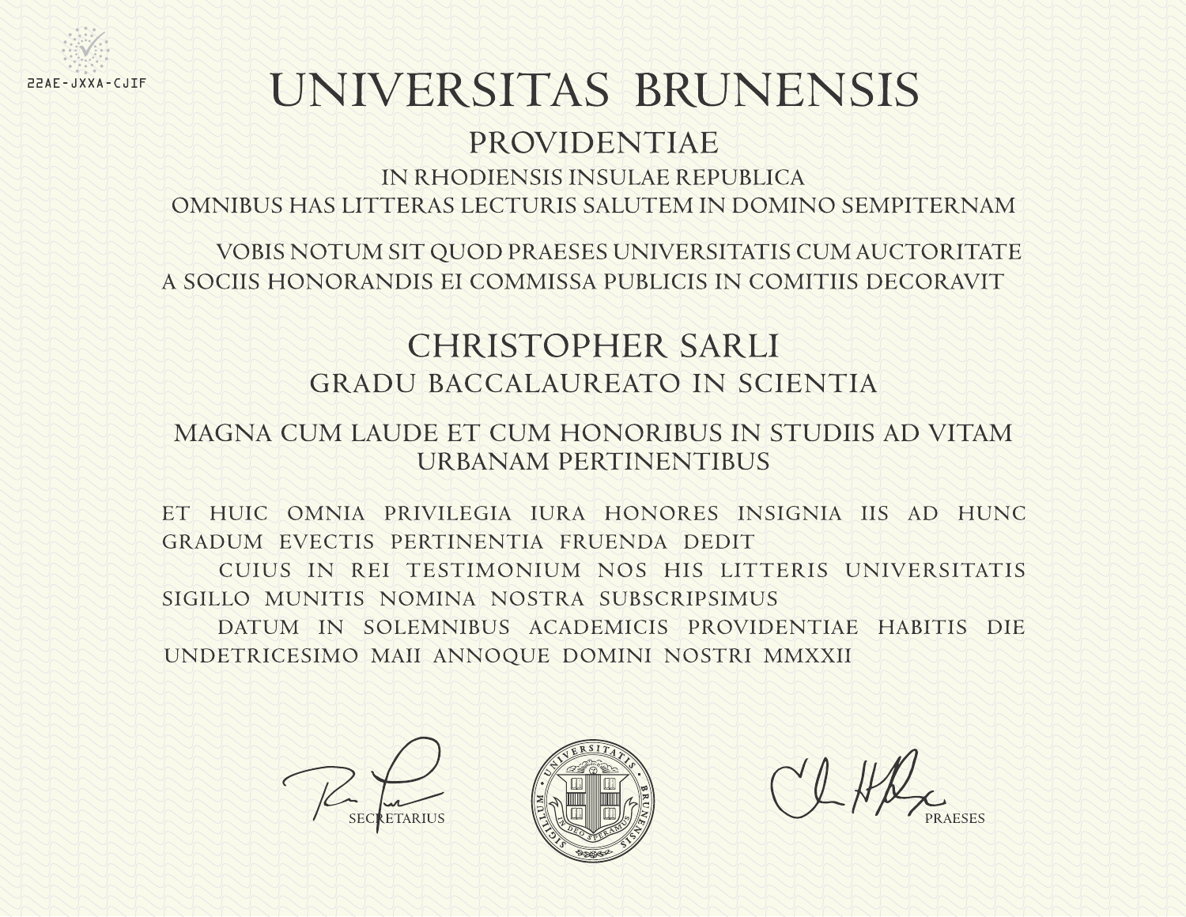22AE-JXXA-CJIF

# UNIVERSITAS BRUNENSIS

## PROVIDENTIAE

IN RHODIENSIS INSULAE REPUBLICA

OMNIBUS HAS LITTERAS LECTURIS SALUTEM IN DOMINO SEMPITERNAM

VOBIS NOTUM SIT QUOD PRAESES UNIVERSITATIS CUM AUCTORITATE A SOCIIS HONORANDIS EI COMMISSA PUBLICIS IN COMITIIS DECORAVIT

## CHRISTOPHER SARLI

GRADU BACCALAUREATO IN SCIENTIA

MAGNA CUM LAUDE ET CUM HONORIBUS IN STUDIIS AD VITAM URBANAM PERTINENTIBUS

ET HUIC OMNIA PRIVILEGIA IURA HONORES INSIGNIA IIS AD HUNC GRADUM EVECTIS PERTINENTIA FRUENDA DEDIT

CUIUS IN REI TESTIMONIUM NOS HIS LITTERIS UNIVERSITATIS SIGILLO MUNITIS NOMINA NOSTRA SUBSCRIPSIMUS

DATUM IN SOLEMNIBUS ACADEMICIS PROVIDENTIAE HABITIS DIE UNDETRICESIMO MAII ANNOQUE DOMINI NOSTRI MMXXII

SECRETARIUS

SIGILLUM UNIVERSITATIS BRUNENSIS — IN DEO SPERAMUS

PRAESES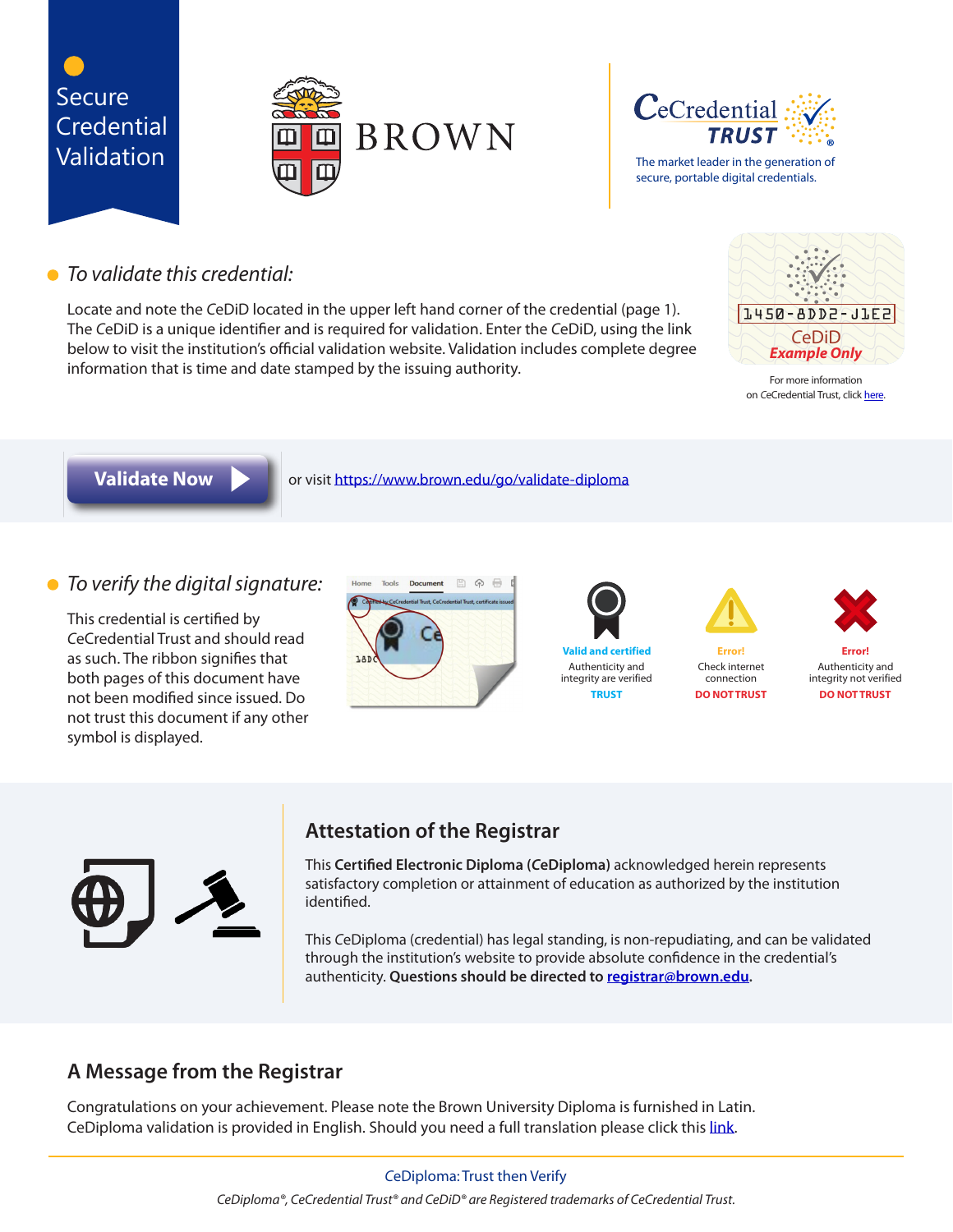# Secure Credential Validation

BROWN

CeCredential TRUST

The market leader in the generation of secure, portable digital credentials.

## *To validate this credential:*

Locate and note the CeDiD located in the upper left hand corner of the credential (page 1). The CeDiD is a unique identifier and is required for validation. Enter the CeDiD, using the link below to visit the institution's official validation website. Validation includes complete degree information that is time and date stamped by the issuing authority.

1450-8DD2-J1E2

CeDiD

*Example Only*

For more information on CeCredential Trust, click here.

**Validate Now** or visit https://www.brown.edu/go/validate-diploma

## *To verify the digital signature:*

This credential is certified by CeCredential Trust and should read as such. The ribbon signifies that both pages of this document have not been modified since issued. Do not trust this document if any other symbol is displayed.

**Valid and certified**
Authenticity and integrity are verified
**TRUST**

**Error!**
Check internet connection
**DO NOT TRUST**

**Error!**
Authenticity and integrity not verified
**DO NOT TRUST**

## Attestation of the Registrar

This **Certified Electronic Diploma (CeDiploma)** acknowledged herein represents satisfactory completion or attainment of education as authorized by the institution identified.

This CeDiploma (credential) has legal standing, is non-repudiating, and can be validated through the institution's website to provide absolute confidence in the credential's authenticity. **Questions should be directed to registrar@brown.edu.**

## A Message from the Registrar

Congratulations on your achievement. Please note the Brown University Diploma is furnished in Latin. CeDiploma validation is provided in English. Should you need a full translation please click this link.

CeDiploma: Trust then Verify

*CeDiploma®, CeCredential Trust® and CeDiD® are Registered trademarks of CeCredential Trust.*